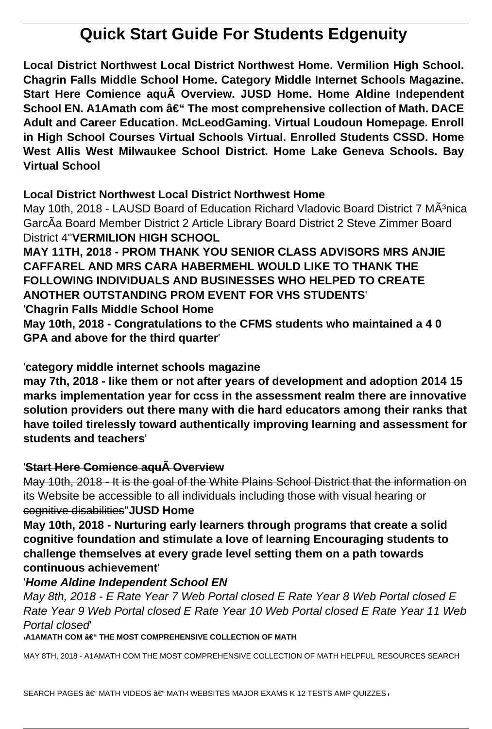# Quick Start Guide For Students Edgenuity

**Local District Northwest Local District Northwest Home. Vermilion High School. Chagrin Falls Middle School Home. Category Middle Internet Schools Magazine. Start Here Comience aquÃ Overview. JUSD Home. Home Aldine Independent School EN. A1Amath com â€" The most comprehensive collection of Math. DACE Adult and Career Education. McLeodGaming. Virtual Loudoun Homepage. Enroll in High School Courses Virtual Schools Virtual. Enrolled Students CSSD. Home West Allis West Milwaukee School District. Home Lake Geneva Schools. Bay Virtual School**

**Local District Northwest Local District Northwest Home**

May 10th, 2018 - LAUSD Board of Education Richard Vladovic Board District 7 MÃ³nica GarcÃa Board Member District 2 Article Library Board District 2 Steve Zimmer Board District 4''**VERMILION HIGH SCHOOL**

**MAY 11TH, 2018 - PROM THANK YOU SENIOR CLASS ADVISORS MRS ANJIE CAFFAREL AND MRS CARA HABERMEHL WOULD LIKE TO THANK THE FOLLOWING INDIVIDUALS AND BUSINESSES WHO HELPED TO CREATE ANOTHER OUTSTANDING PROM EVENT FOR VHS STUDENTS**'

'**Chagrin Falls Middle School Home**

**May 10th, 2018 - Congratulations to the CFMS students who maintained a 4 0 GPA and above for the third quarter**'

'**category middle internet schools magazine**

**may 7th, 2018 - like them or not after years of development and adoption 2014 15 marks implementation year for ccss in the assessment realm there are innovative solution providers out there many with die hard educators among their ranks that have toiled tirelessly toward authentically improving learning and assessment for students and teachers**'

'~~**Start Here Comience aquÃ Overview**~~

~~May 10th, 2018 - It is the goal of the White Plains School District that the information on its Website be accessible to all individuals including those with visual hearing or cognitive disabilities~~''**JUSD Home**

**May 10th, 2018 - Nurturing early learners through programs that create a solid cognitive foundation and stimulate a love of learning Encouraging students to challenge themselves at every grade level setting them on a path towards continuous achievement**'

'***Home Aldine Independent School EN***

*May 8th, 2018 - E Rate Year 7 Web Portal closed E Rate Year 8 Web Portal closed E Rate Year 9 Web Portal closed E Rate Year 10 Web Portal closed E Rate Year 11 Web Portal closed*'

'**A1AMATH COM â€" THE MOST COMPREHENSIVE COLLECTION OF MATH**

MAY 8TH, 2018 - A1AMATH COM THE MOST COMPREHENSIVE COLLECTION OF MATH HELPFUL RESOURCES SEARCH SEARCH PAGES â€" MATH VIDEOS â€" MATH WEBSITES MAJOR EXAMS K 12 TESTS AMP QUIZZES'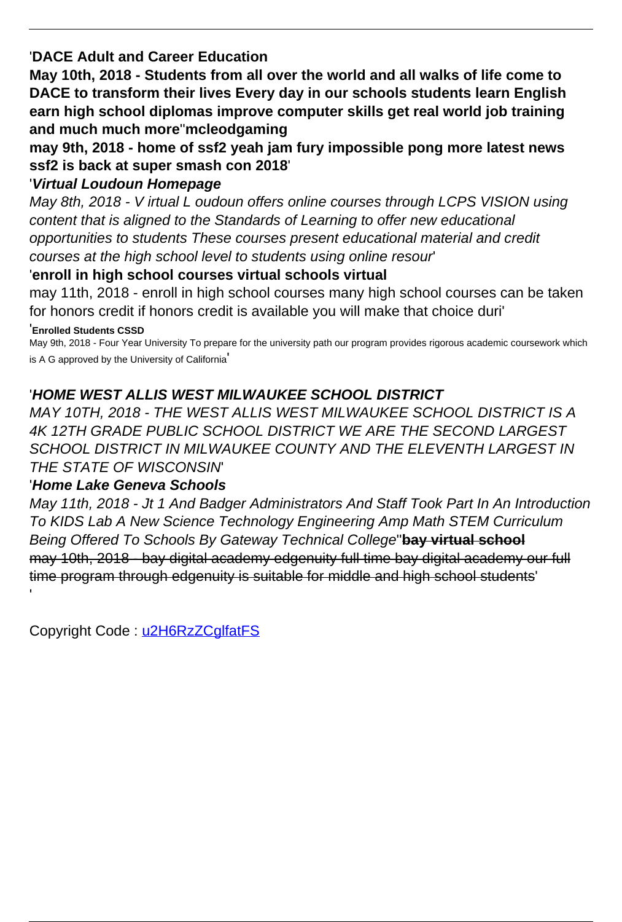'**DACE Adult and Career Education**

**May 10th, 2018 - Students from all over the world and all walks of life come to DACE to transform their lives Every day in our schools students learn English earn high school diplomas improve computer skills get real world job training and much much more**''**mcleodgaming**

**may 9th, 2018 - home of ssf2 yeah jam fury impossible pong more latest news ssf2 is back at super smash con 2018**'

'***Virtual Loudoun Homepage***

*May 8th, 2018 - V irtual L oudoun offers online courses through LCPS VISION using content that is aligned to the Standards of Learning to offer new educational opportunities to students These courses present educational material and credit courses at the high school level to students using online resour*'

'**enroll in high school courses virtual schools virtual**

may 11th, 2018 - enroll in high school courses many high school courses can be taken for honors credit if honors credit is available you will make that choice duri'

'**Enrolled Students CSSD**

May 9th, 2018 - Four Year University To prepare for the university path our program provides rigorous academic coursework which is A G approved by the University of California'

'***HOME WEST ALLIS WEST MILWAUKEE SCHOOL DISTRICT***

*MAY 10TH, 2018 - THE WEST ALLIS WEST MILWAUKEE SCHOOL DISTRICT IS A 4K 12TH GRADE PUBLIC SCHOOL DISTRICT WE ARE THE SECOND LARGEST SCHOOL DISTRICT IN MILWAUKEE COUNTY AND THE ELEVENTH LARGEST IN THE STATE OF WISCONSIN*'

'***Home Lake Geneva Schools***

*May 11th, 2018 - Jt 1 And Badger Administrators And Staff Took Part In An Introduction To KIDS Lab A New Science Technology Engineering Amp Math STEM Curriculum Being Offered To Schools By Gateway Technical College*''~~**bay virtual school**~~

~~may 10th, 2018 - bay digital academy edgenuity full time bay digital academy our full time program through edgenuity is suitable for middle and high school students~~'

'

Copyright Code : u2H6RzZCglfatFS